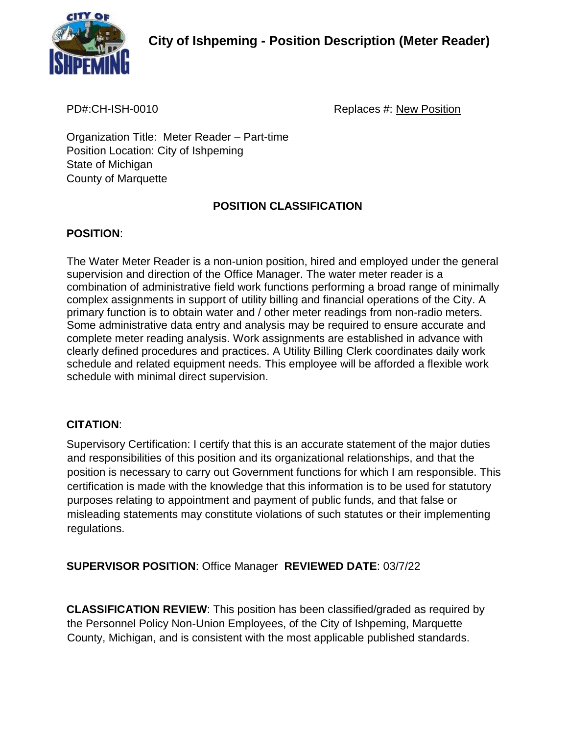# City of Ishpeming - Position Description (Meter Reader)

PD#:CH-ISH-0010 Replaces #: New Position

Organization Title: Meter Reader – Part-time
Position Location: City of Ishpeming
State of Michigan
County of Marquette

## POSITION CLASSIFICATION

**POSITION**:

The Water Meter Reader is a non-union position, hired and employed under the general supervision and direction of the Office Manager. The water meter reader is a combination of administrative field work functions performing a broad range of minimally complex assignments in support of utility billing and financial operations of the City. A primary function is to obtain water and / other meter readings from non-radio meters. Some administrative data entry and analysis may be required to ensure accurate and complete meter reading analysis. Work assignments are established in advance with clearly defined procedures and practices. A Utility Billing Clerk coordinates daily work schedule and related equipment needs. This employee will be afforded a flexible work schedule with minimal direct supervision.

**CITATION**:

Supervisory Certification: I certify that this is an accurate statement of the major duties and responsibilities of this position and its organizational relationships, and that the position is necessary to carry out Government functions for which I am responsible. This certification is made with the knowledge that this information is to be used for statutory purposes relating to appointment and payment of public funds, and that false or misleading statements may constitute violations of such statutes or their implementing regulations.

**SUPERVISOR POSITION**: Office Manager **REVIEWED DATE**: 03/7/22

**CLASSIFICATION REVIEW**: This position has been classified/graded as required by the Personnel Policy Non-Union Employees, of the City of Ishpeming, Marquette County, Michigan, and is consistent with the most applicable published standards.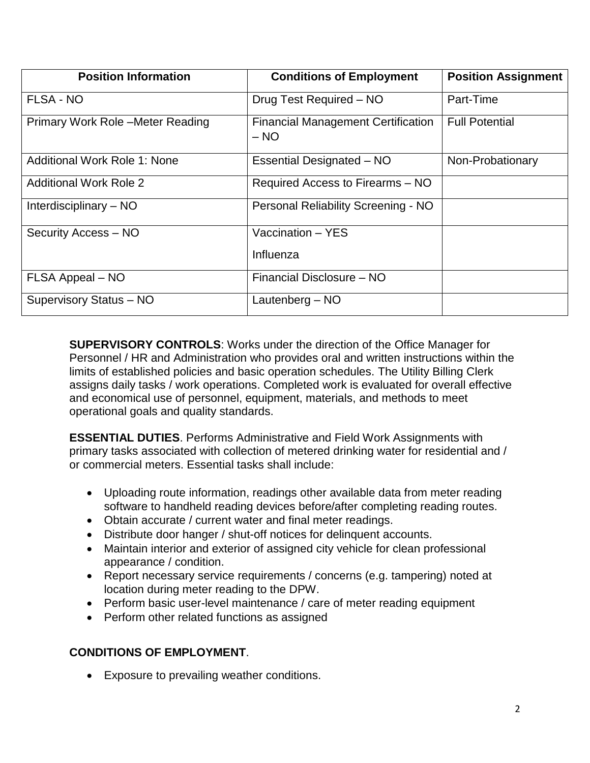| Position Information | Conditions of Employment | Position Assignment |
|---|---|---|
| FLSA - NO | Drug Test Required – NO | Part-Time |
| Primary Work Role –Meter Reading | Financial Management Certification – NO | Full Potential |
| Additional Work Role 1: None | Essential Designated – NO | Non-Probationary |
| Additional Work Role 2 | Required Access to Firearms – NO | |
| Interdisciplinary – NO | Personal Reliability Screening - NO | |
| Security Access – NO | Vaccination – YES<br>Influenza | |
| FLSA Appeal – NO | Financial Disclosure – NO | |
| Supervisory Status – NO | Lautenberg – NO | |

**SUPERVISORY CONTROLS**: Works under the direction of the Office Manager for Personnel / HR and Administration who provides oral and written instructions within the limits of established policies and basic operation schedules. The Utility Billing Clerk assigns daily tasks / work operations. Completed work is evaluated for overall effective and economical use of personnel, equipment, materials, and methods to meet operational goals and quality standards.

**ESSENTIAL DUTIES**. Performs Administrative and Field Work Assignments with primary tasks associated with collection of metered drinking water for residential and / or commercial meters. Essential tasks shall include:

- Uploading route information, readings other available data from meter reading software to handheld reading devices before/after completing reading routes.
- Obtain accurate / current water and final meter readings.
- Distribute door hanger / shut-off notices for delinquent accounts.
- Maintain interior and exterior of assigned city vehicle for clean professional appearance / condition.
- Report necessary service requirements / concerns (e.g. tampering) noted at location during meter reading to the DPW.
- Perform basic user-level maintenance / care of meter reading equipment
- Perform other related functions as assigned

**CONDITIONS OF EMPLOYMENT**.

- Exposure to prevailing weather conditions.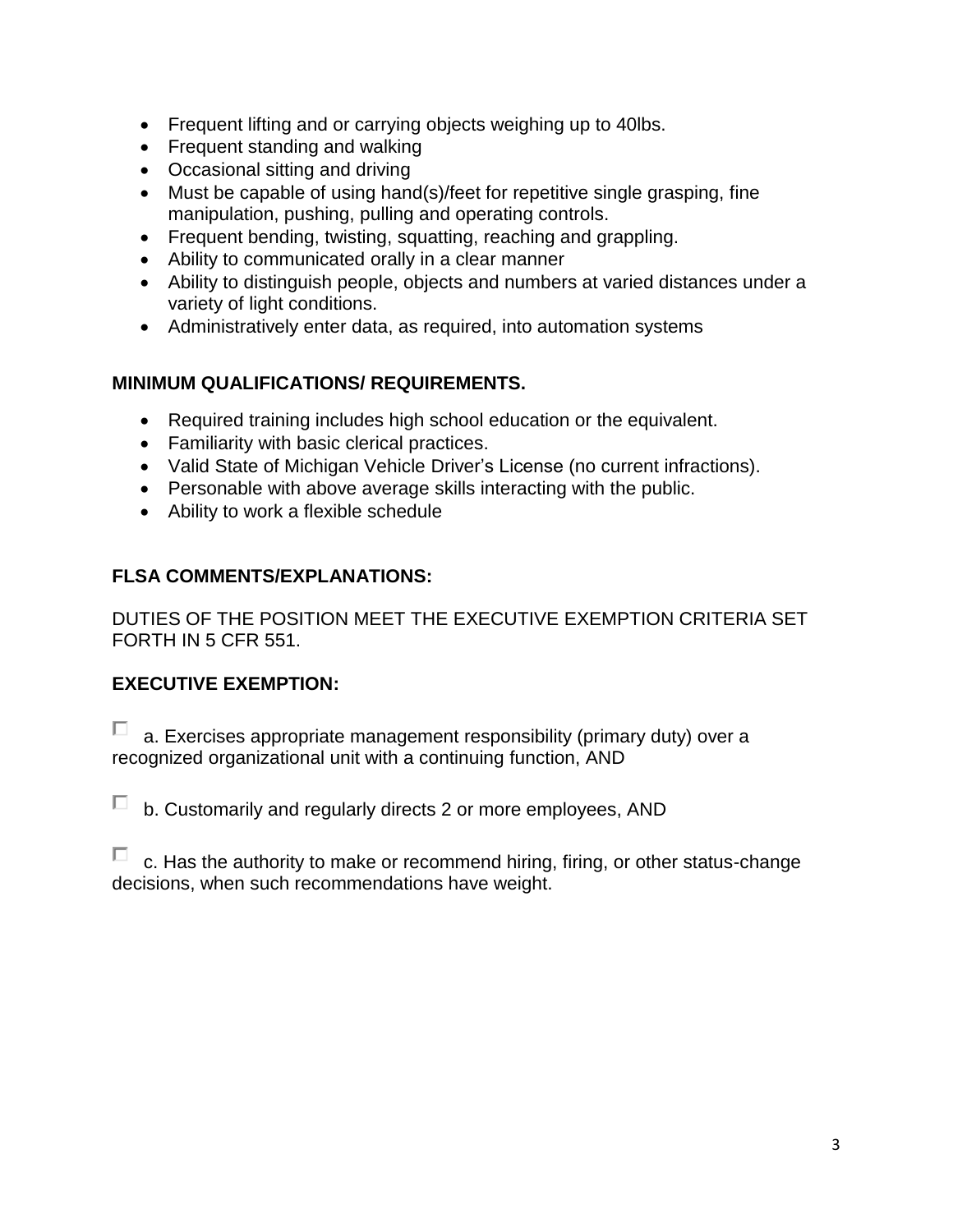- Frequent lifting and or carrying objects weighing up to 40lbs.
- Frequent standing and walking
- Occasional sitting and driving
- Must be capable of using hand(s)/feet for repetitive single grasping, fine manipulation, pushing, pulling and operating controls.
- Frequent bending, twisting, squatting, reaching and grappling.
- Ability to communicated orally in a clear manner
- Ability to distinguish people, objects and numbers at varied distances under a variety of light conditions.
- Administratively enter data, as required, into automation systems

**MINIMUM QUALIFICATIONS/ REQUIREMENTS.**

- Required training includes high school education or the equivalent.
- Familiarity with basic clerical practices.
- Valid State of Michigan Vehicle Driver's License (no current infractions).
- Personable with above average skills interacting with the public.
- Ability to work a flexible schedule

**FLSA COMMENTS/EXPLANATIONS:**

DUTIES OF THE POSITION MEET THE EXECUTIVE EXEMPTION CRITERIA SET FORTH IN 5 CFR 551.

**EXECUTIVE EXEMPTION:**

☐ a. Exercises appropriate management responsibility (primary duty) over a recognized organizational unit with a continuing function, AND

☐ b. Customarily and regularly directs 2 or more employees, AND

☐ c. Has the authority to make or recommend hiring, firing, or other status-change decisions, when such recommendations have weight.